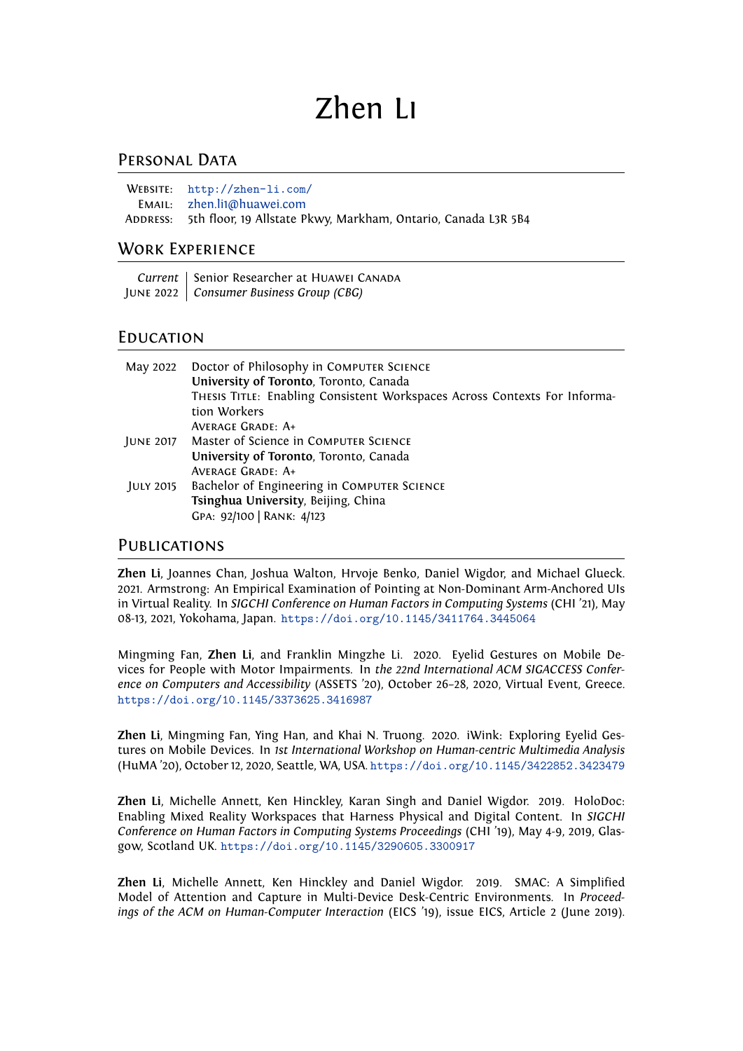# Zhen Li

## Personal Data

Website: http://zhen-li.com/
Email: zhen.li1@huawei.com
Address: 5th floor, 19 Allstate Pkwy, Markham, Ontario, Canada L3R 5B4

## Work Experience

*Current* – June 2022 | Senior Researcher at Huawei Canada
*Consumer Business Group (CBG)*

## Education

**May 2022** Doctor of Philosophy in Computer Science
**University of Toronto**, Toronto, Canada
Thesis Title: Enabling Consistent Workspaces Across Contexts For Information Workers
Average Grade: A+

**June 2017** Master of Science in Computer Science
**University of Toronto**, Toronto, Canada
Average Grade: A+

**July 2015** Bachelor of Engineering in Computer Science
**Tsinghua University**, Beijing, China
GPA: 92/100 | Rank: 4/123

## Publications

**Zhen Li**, Joannes Chan, Joshua Walton, Hrvoje Benko, Daniel Wigdor, and Michael Glueck. 2021. Armstrong: An Empirical Examination of Pointing at Non-Dominant Arm-Anchored UIs in Virtual Reality. In *SIGCHI Conference on Human Factors in Computing Systems* (CHI '21), May 08-13, 2021, Yokohama, Japan. https://doi.org/10.1145/3411764.3445064

Mingming Fan, **Zhen Li**, and Franklin Mingzhe Li. 2020. Eyelid Gestures on Mobile Devices for People with Motor Impairments. In *the 22nd International ACM SIGACCESS Conference on Computers and Accessibility* (ASSETS '20), October 26–28, 2020, Virtual Event, Greece. https://doi.org/10.1145/3373625.3416987

**Zhen Li**, Mingming Fan, Ying Han, and Khai N. Truong. 2020. iWink: Exploring Eyelid Gestures on Mobile Devices. In *1st International Workshop on Human-centric Multimedia Analysis* (HuMA '20), October 12, 2020, Seattle, WA, USA. https://doi.org/10.1145/3422852.3423479

**Zhen Li**, Michelle Annett, Ken Hinckley, Karan Singh and Daniel Wigdor. 2019. HoloDoc: Enabling Mixed Reality Workspaces that Harness Physical and Digital Content. In *SIGCHI Conference on Human Factors in Computing Systems Proceedings* (CHI '19), May 4-9, 2019, Glasgow, Scotland UK. https://doi.org/10.1145/3290605.3300917

**Zhen Li**, Michelle Annett, Ken Hinckley and Daniel Wigdor. 2019. SMAC: A Simplified Model of Attention and Capture in Multi-Device Desk-Centric Environments. In *Proceedings of the ACM on Human-Computer Interaction* (EICS '19), issue EICS, Article 2 (June 2019).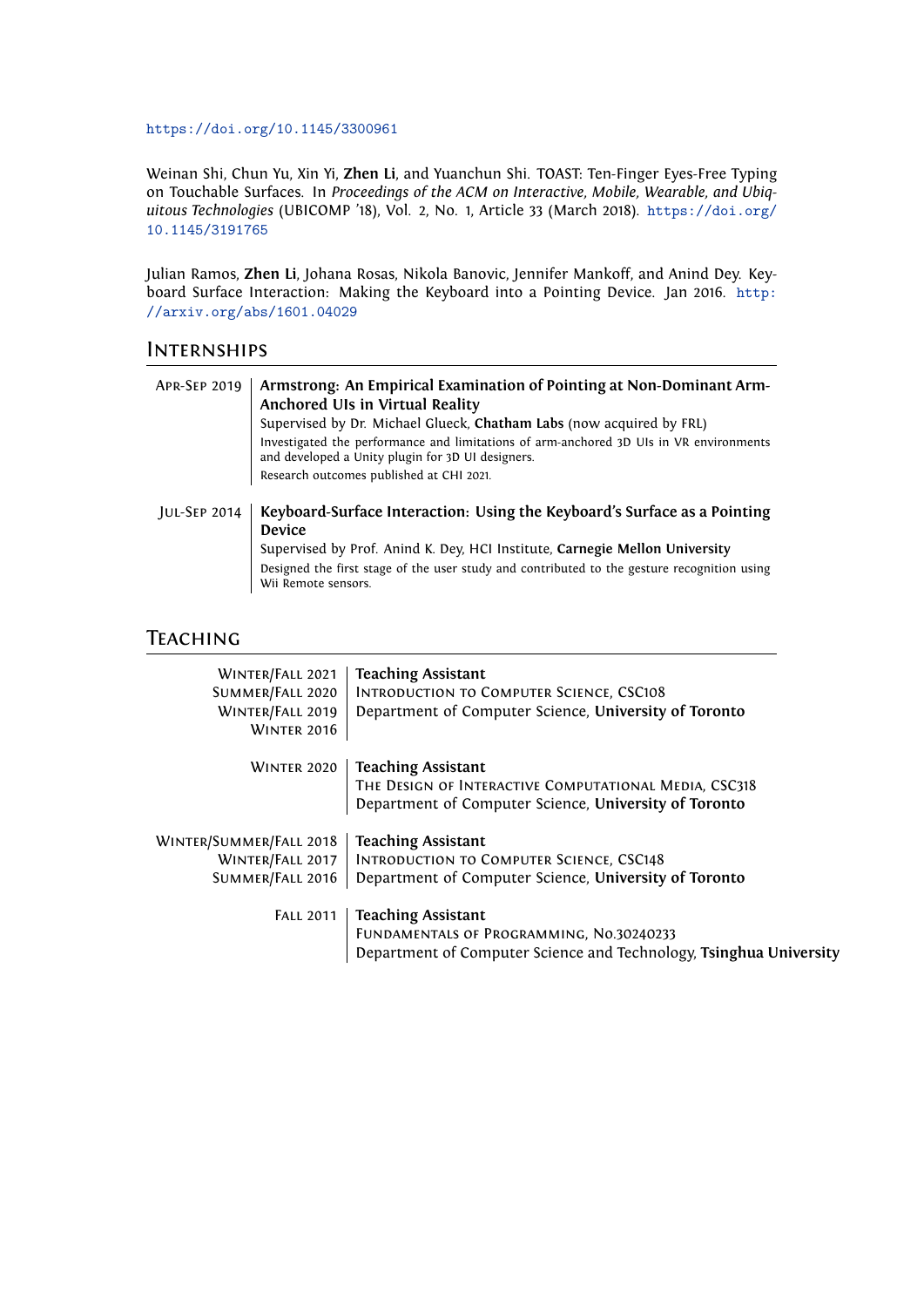https://doi.org/10.1145/3300961

Weinan Shi, Chun Yu, Xin Yi, **Zhen Li**, and Yuanchun Shi. TOAST: Ten-Finger Eyes-Free Typing on Touchable Surfaces. In *Proceedings of the ACM on Interactive, Mobile, Wearable, and Ubiquitous Technologies* (UBICOMP '18), Vol. 2, No. 1, Article 33 (March 2018). https://doi.org/10.1145/3191765

Julian Ramos, **Zhen Li**, Johana Rosas, Nikola Banovic, Jennifer Mankoff, and Anind Dey. Keyboard Surface Interaction: Making the Keyboard into a Pointing Device. Jan 2016. http://arxiv.org/abs/1601.04029

## Internships

**Apr-Sep 2019**

**Armstrong: An Empirical Examination of Pointing at Non-Dominant Arm-Anchored UIs in Virtual Reality**
Supervised by Dr. Michael Glueck, **Chatham Labs** (now acquired by FRL)
Investigated the performance and limitations of arm-anchored 3D UIs in VR environments and developed a Unity plugin for 3D UI designers.
Research outcomes published at CHI 2021.

**Jul-Sep 2014**

**Keyboard-Surface Interaction: Using the Keyboard's Surface as a Pointing Device**
Supervised by Prof. Anind K. Dey, HCI Institute, **Carnegie Mellon University**
Designed the first stage of the user study and contributed to the gesture recognition using Wii Remote sensors.

## Teaching

**Winter/Fall 2021, Summer/Fall 2020, Winter/Fall 2019, Winter 2016**

**Teaching Assistant**
Introduction to Computer Science, CSC108
Department of Computer Science, **University of Toronto**

**Winter 2020**

**Teaching Assistant**
The Design of Interactive Computational Media, CSC318
Department of Computer Science, **University of Toronto**

**Winter/Summer/Fall 2018, Winter/Fall 2017, Summer/Fall 2016**

**Teaching Assistant**
Introduction to Computer Science, CSC148
Department of Computer Science, **University of Toronto**

**Fall 2011**

**Teaching Assistant**
Fundamentals of Programming, No.30240233
Department of Computer Science and Technology, **Tsinghua University**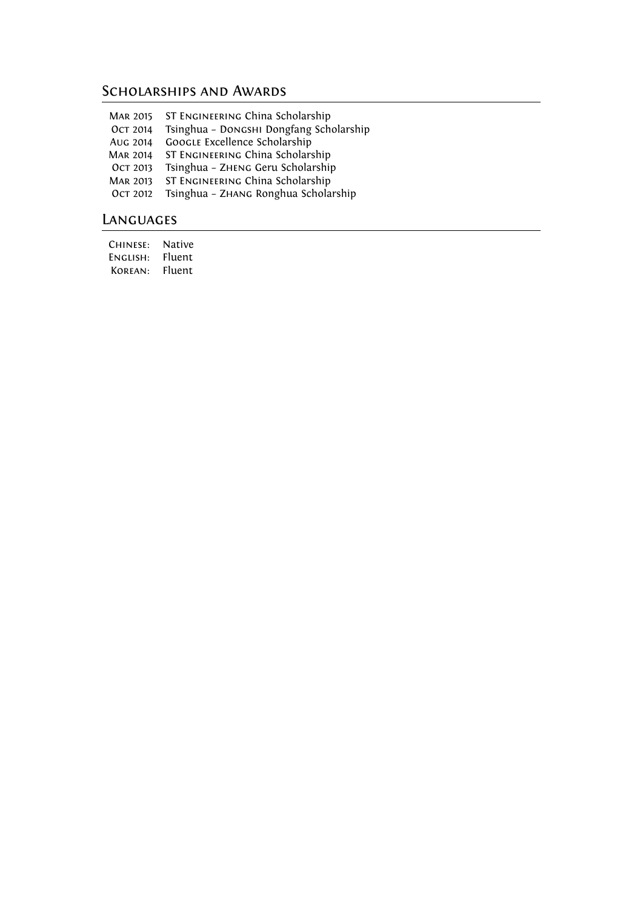## Scholarships and Awards

| | |
|---|---|
| Mar 2015 | ST Engineering China Scholarship |
| Oct 2014 | Tsinghua – Dongshi Dongfang Scholarship |
| Aug 2014 | Google Excellence Scholarship |
| Mar 2014 | ST Engineering China Scholarship |
| Oct 2013 | Tsinghua – Zheng Geru Scholarship |
| Mar 2013 | ST Engineering China Scholarship |
| Oct 2012 | Tsinghua – Zhang Ronghua Scholarship |

## Languages

| | |
|---|---|
| Chinese: | Native |
| English: | Fluent |
| Korean: | Fluent |